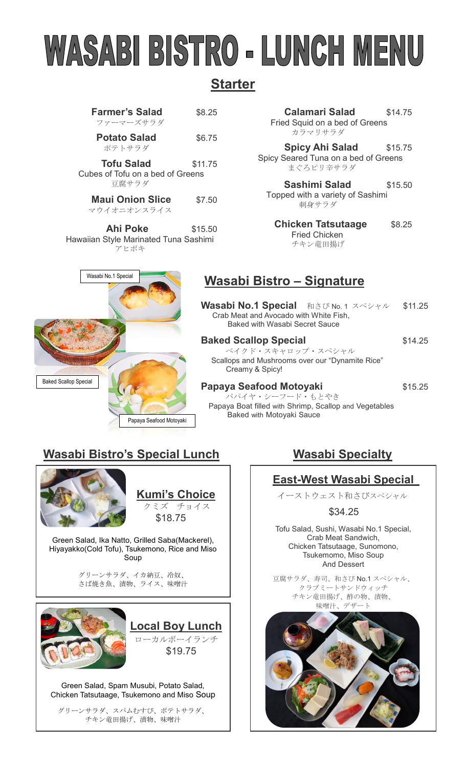# WASABI BISTRO - LUNCH MENU

## Starter

**Farmer's Salad** $8.25
ファーマーズサラダ

**Potato Salad** $6.75
ポテトサラダ

**Tofu Salad** $11.75
Cubes of Tofu on a bed of Greens
豆腐サラダ

**Maui Onion Slice** $7.50
マウイオニオンスライス

**Ahi Poke** $15.50
Hawaiian Style Marinated Tuna Sashimi
アヒポキ

**Calamari Salad** $14.75
Fried Squid on a bed of Greens
カラマリサラダ

**Spicy Ahi Salad** $15.75
Spicy Seared Tuna on a bed of Greens
まぐろピリ辛サラダ

**Sashimi Salad** $15.50
Topped with a variety of Sashimi
刺身サラダ

**Chicken Tatsutaage** $8.25
Fried Chicken
チキン竜田揚げ

Wasabi No.1 Special

Baked Scallop Special

Papaya Seafood Motoyaki

## Wasabi Bistro – Signature

**Wasabi No.1 Special** 和さび No. 1 スペシャル $11.25
Crab Meat and Avocado with White Fish,
Baked with Wasabi Secret Sauce

**Baked Scallop Special** $14.25
ベイクド・スキャロップ・スペシャル
Scallops and Mushrooms over our "Dynamite Rice"
Creamy & Spicy!

**Papaya Seafood Motoyaki** $15.25
パパイヤ・シーフード・もとやき
Papaya Boat filled with Shrimp, Scallop and Vegetables
Baked with Motoyaki Sauce

## Wasabi Bistro's Special Lunch

### Kumi's Choice
クミズ　チョイス
$18.75

Green Salad, Ika Natto, Grilled Saba(Mackerel), Hiyayakko(Cold Tofu), Tsukemono, Rice and Miso Soup

グリーンサラダ、イカ納豆、冷奴、
さば焼き魚、漬物、ライス、味噌汁

### Local Boy Lunch
ローカルボーイランチ
$19.75

Green Salad, Spam Musubi, Potato Salad, Chicken Tatsutaage, Tsukemono and Miso Soup

グリーンサラダ、スパムむすび、ポテトサラダ、
チキン竜田揚げ、漬物、味噌汁

## Wasabi Specialty

### East-West Wasabi Special
イーストウェスト和さびスペシャル
$34.25

Tofu Salad, Sushi, Wasabi No.1 Special,
Crab Meat Sandwich,
Chicken Tatsutaage, Sunomono,
Tsukemomo, Miso Soup
And Dessert

豆腐サラダ、寿司、和さび No.1 スペシャル、
クラブミートサンドウィッチ
チキン竜田揚げ、酢の物、漬物、
味噌汁、デザート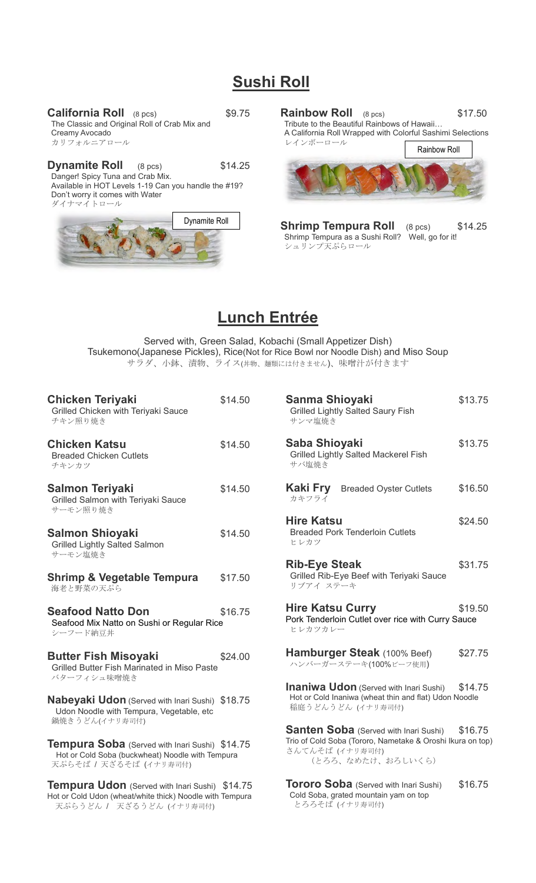# Sushi Roll

**California Roll** (8 pcs) $9.75
The Classic and Original Roll of Crab Mix and Creamy Avocado
カリフォルニアロール

**Dynamite Roll** (8 pcs) $14.25
Danger! Spicy Tuna and Crab Mix.
Available in HOT Levels 1-19 Can you handle the #19?
Don't worry it comes with Water
ダイナマイトロール

Dynamite Roll

**Rainbow Roll** (8 pcs) $17.50
Tribute to the Beautiful Rainbows of Hawaii…
A California Roll Wrapped with Colorful Sashimi Selections
レインボーロール

Rainbow Roll

**Shrimp Tempura Roll** (8 pcs) $14.25
Shrimp Tempura as a Sushi Roll? Well, go for it!
シュリンプ天ぷらロール

# Lunch Entrée

Served with, Green Salad, Kobachi (Small Appetizer Dish)
Tsukemono(Japanese Pickles), Rice(Not for Rice Bowl nor Noodle Dish) and Miso Soup
サラダ、小鉢、漬物、ライス(丼物、麺類には付きません)、味噌汁が付きます

**Chicken Teriyaki** $14.50
Grilled Chicken with Teriyaki Sauce
チキン照り焼き

**Chicken Katsu** $14.50
Breaded Chicken Cutlets
チキンカツ

**Salmon Teriyaki** $14.50
Grilled Salmon with Teriyaki Sauce
サーモン照り焼き

**Salmon Shioyaki** $14.50
Grilled Lightly Salted Salmon
サーモン塩焼き

**Shrimp & Vegetable Tempura** $17.50
海老と野菜の天ぷら

**Seafood Natto Don** $16.75
Seafood Mix Natto on Sushi or Regular Rice
シーフード納豆丼

**Butter Fish Misoyaki** $24.00
Grilled Butter Fish Marinated in Miso Paste
バターフィシュ味噌焼き

**Nabeyaki Udon** (Served with Inari Sushi) $18.75
Udon Noodle with Tempura, Vegetable, etc
鍋焼きうどん(イナリ寿司付)

**Tempura Soba** (Served with Inari Sushi) $14.75
Hot or Cold Soba (buckwheat) Noodle with Tempura
天ぷらそば / 天ざるそば (イナリ寿司付)

**Tempura Udon** (Served with Inari Sushi) $14.75
Hot or Cold Udon (wheat/white thick) Noodle with Tempura
天ぷらうどん / 天ざるうどん (イナリ寿司付)

**Sanma Shioyaki** $13.75
Grilled Lightly Salted Saury Fish
サンマ塩焼き

**Saba Shioyaki** $13.75
Grilled Lightly Salted Mackerel Fish
サバ塩焼き

**Kaki Fry** Breaded Oyster Cutlets $16.50
カキフライ

**Hire Katsu** $24.50
Breaded Pork Tenderloin Cutlets
ヒレカツ

**Rib-Eye Steak** $31.75
Grilled Rib-Eye Beef with Teriyaki Sauce
リブアイ ステーキ

**Hire Katsu Curry** $19.50
Pork Tenderloin Cutlet over rice with Curry Sauce
ヒレカツカレー

**Hamburger Steak** (100% Beef) $27.75
ハンバーガーステーキ(100%ビーフ使用)

**Inaniwa Udon** (Served with Inari Sushi) $14.75
Hot or Cold Inaniwa (wheat thin and flat) Udon Noodle
稲庭うどんうどん (イナリ寿司付)

**Santen Soba** (Served with Inari Sushi) $16.75
Trio of Cold Soba (Tororo, Nametake & Oroshi Ikura on top)
さんてんそば (イナリ寿司付)
(とろろ、なめたけ、おろしいくら)

**Tororo Soba** (Served with Inari Sushi) $16.75
Cold Soba, grated mountain yam on top
とろろそば (イナリ寿司付)